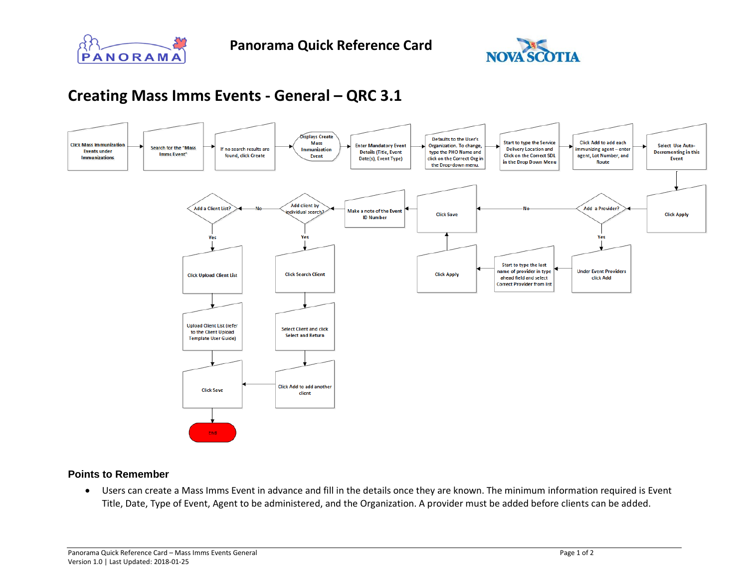# Panorama Quick Reference Card

# Creating Mass Imms Events - General – QRC 3.1

1. Click Mass Immunization Events under Immunizations
2. Search for the "Mass Imms Event"
3. If no search results are found, click Create
4. Displays Create Mass Immunization Event
5. Enter Mandatory Event Details (Title, Event Date(s), Event Type)
6. Defaults to the User's Organization. To change, type the PHO Name and click on the Correct Org in the Drop-down menu.
7. Start to type the Service Delivery Location and Click on the Correct SDL in the Drop Down Menu
8. Click Add to add each immunizing agent – enter agent, Lot Number, and Route
9. Select Use Auto-Decrementing in this Event
10. Click Apply
11. Add a Provider?
    - Yes: Under Event Providers click Add → Start to type the last name of provider in type ahead field and select Correct Provider from list → Click Apply → Click Save
    - No: Click Save
12. Make a note of the Event ID Number
13. Add client by individual search?
    - Yes: Click Search Client → Select Client and click Select and Return → Click Add to add another client → Click Save → End
    - No: Add a Client List?
      - Yes: Click Upload Client List → Upload Client List (refer to the Client Upload Template User Guide) → Click Save → End

## Points to Remember

- Users can create a Mass Imms Event in advance and fill in the details once they are known. The minimum information required is Event Title, Date, Type of Event, Agent to be administered, and the Organization. A provider must be added before clients can be added.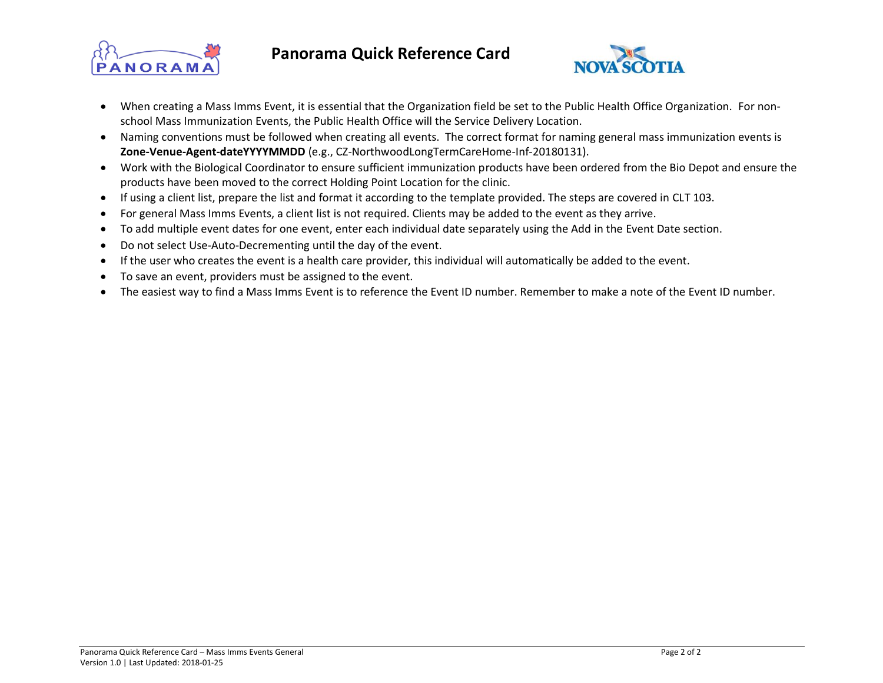- When creating a Mass Imms Event, it is essential that the Organization field be set to the Public Health Office Organization. For non-school Mass Immunization Events, the Public Health Office will the Service Delivery Location.
- Naming conventions must be followed when creating all events. The correct format for naming general mass immunization events is **Zone-Venue-Agent-dateYYYYMMDD** (e.g., CZ-NorthwoodLongTermCareHome-Inf-20180131).
- Work with the Biological Coordinator to ensure sufficient immunization products have been ordered from the Bio Depot and ensure the products have been moved to the correct Holding Point Location for the clinic.
- If using a client list, prepare the list and format it according to the template provided. The steps are covered in CLT 103.
- For general Mass Imms Events, a client list is not required. Clients may be added to the event as they arrive.
- To add multiple event dates for one event, enter each individual date separately using the Add in the Event Date section.
- Do not select Use-Auto-Decrementing until the day of the event.
- If the user who creates the event is a health care provider, this individual will automatically be added to the event.
- To save an event, providers must be assigned to the event.
- The easiest way to find a Mass Imms Event is to reference the Event ID number. Remember to make a note of the Event ID number.